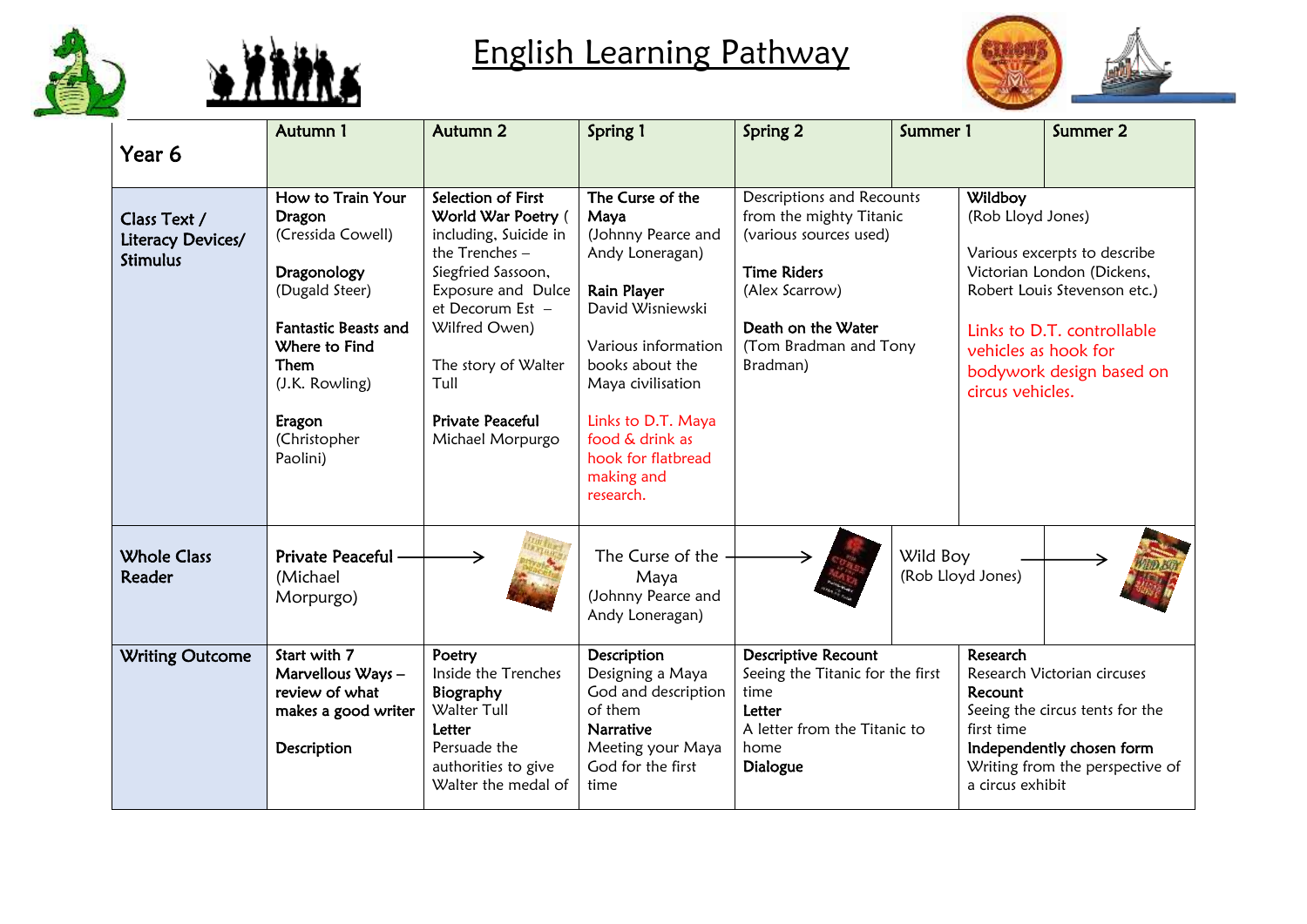# English Learning Pathway

| Year 6 | Autumn 1 | Autumn 2 | Spring 1 | Spring 2 | Summer 1 | Summer 2 |
|---|---|---|---|---|---|---|
| **Class Text / Literacy Devices/ Stimulus** | **How to Train Your Dragon** (Cressida Cowell)<br><br>**Dragonology** (Dugald Steer)<br><br>**Fantastic Beasts and Where to Find Them** (J.K. Rowling)<br><br>**Eragon** (Christopher Paolini) | **Selection of First World War Poetry** ( including, Suicide in the Trenches – Siegfried Sassoon, Exposure and Dulce et Decorum Est – Wilfred Owen)<br><br>The story of Walter Tull<br><br>**Private Peaceful** Michael Morpurgo | **The Curse of the Maya** (Johnny Pearce and Andy Loneragan)<br><br>**Rain Player** David Wisniewski<br><br>Various information books about the Maya civilisation<br><br>Links to D.T. Maya food & drink as hook for flatbread making and research. | Descriptions and Recounts from the mighty Titanic (various sources used)<br><br>**Time Riders** (Alex Scarrow)<br><br>**Death on the Water** (Tom Bradman and Tony Bradman) | **Wildboy** (Rob Lloyd Jones)<br><br>Various excerpts to describe Victorian London (Dickens, Robert Louis Stevenson etc.)<br><br>Links to D.T. controllable vehicles as hook for bodywork design based on circus vehicles. | |
| **Whole Class Reader** | Private Peaceful (Michael Morpurgo) → | | The Curse of the Maya (Johnny Pearce and Andy Loneragan) → | | Wild Boy (Rob Lloyd Jones) → | |
| **Writing Outcome** | **Start with 7 Marvellous Ways – review of what makes a good writer**<br><br>**Description** | **Poetry** Inside the Trenches<br>**Biography** Walter Tull<br>**Letter** Persuade the authorities to give Walter the medal of | **Description** Designing a Maya God and description of them<br>**Narrative** Meeting your Maya God for the first time | **Descriptive Recount** Seeing the Titanic for the first time<br>**Letter** A letter from the Titanic to home<br>**Dialogue** | **Research** Research Victorian circuses<br>**Recount** Seeing the circus tents for the first time<br>**Independently chosen form** Writing from the perspective of a circus exhibit | |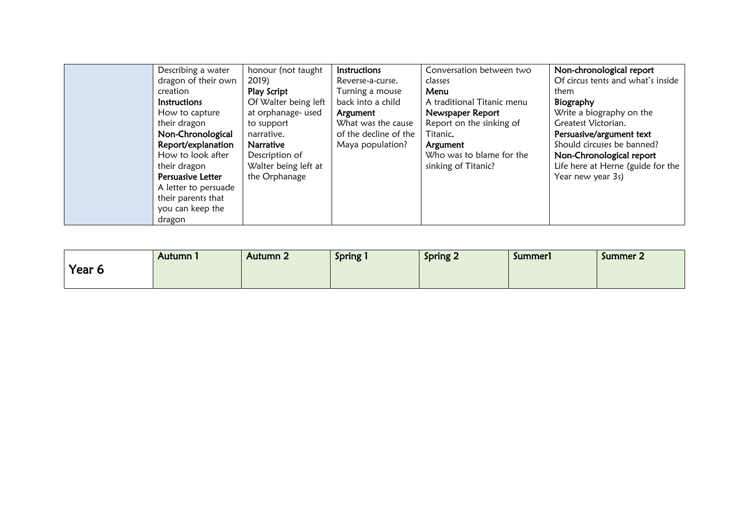| | | | | | |
|---|---|---|---|---|---|
| | Describing a water dragon of their own creation<br>**Instructions**<br>How to capture their dragon<br>**Non-Chronological Report/explanation**<br>How to look after their dragon<br>**Persuasive Letter**<br>A letter to persuade their parents that you can keep the dragon | honour (not taught 2019)<br>**Play Script**<br>Of Walter being left at orphanage- used to support narrative.<br>**Narrative**<br>Description of Walter being left at the Orphanage | **Instructions**<br>Reverse-a-curse. Turning a mouse back into a child<br>**Argument**<br>What was the cause of the decline of the Maya population? | Conversation between two classes<br>**Menu**<br>A traditional Titanic menu<br>**Newspaper Report**<br>Report on the sinking of Titanic.<br>**Argument**<br>Who was to blame for the sinking of Titanic? | **Non-chronological report**<br>Of circus tents and what's inside them<br>**Biography**<br>Write a biography on the Greatest Victorian.<br>**Persuasive/argument text**<br>Should circuses be banned?<br>**Non-Chronological report**<br>Life here at Herne (guide for the Year new year 3s) |

| Year 6 | Autumn 1 | Autumn 2 | Spring 1 | Spring 2 | Summer1 | Summer 2 |
|---|---|---|---|---|---|---|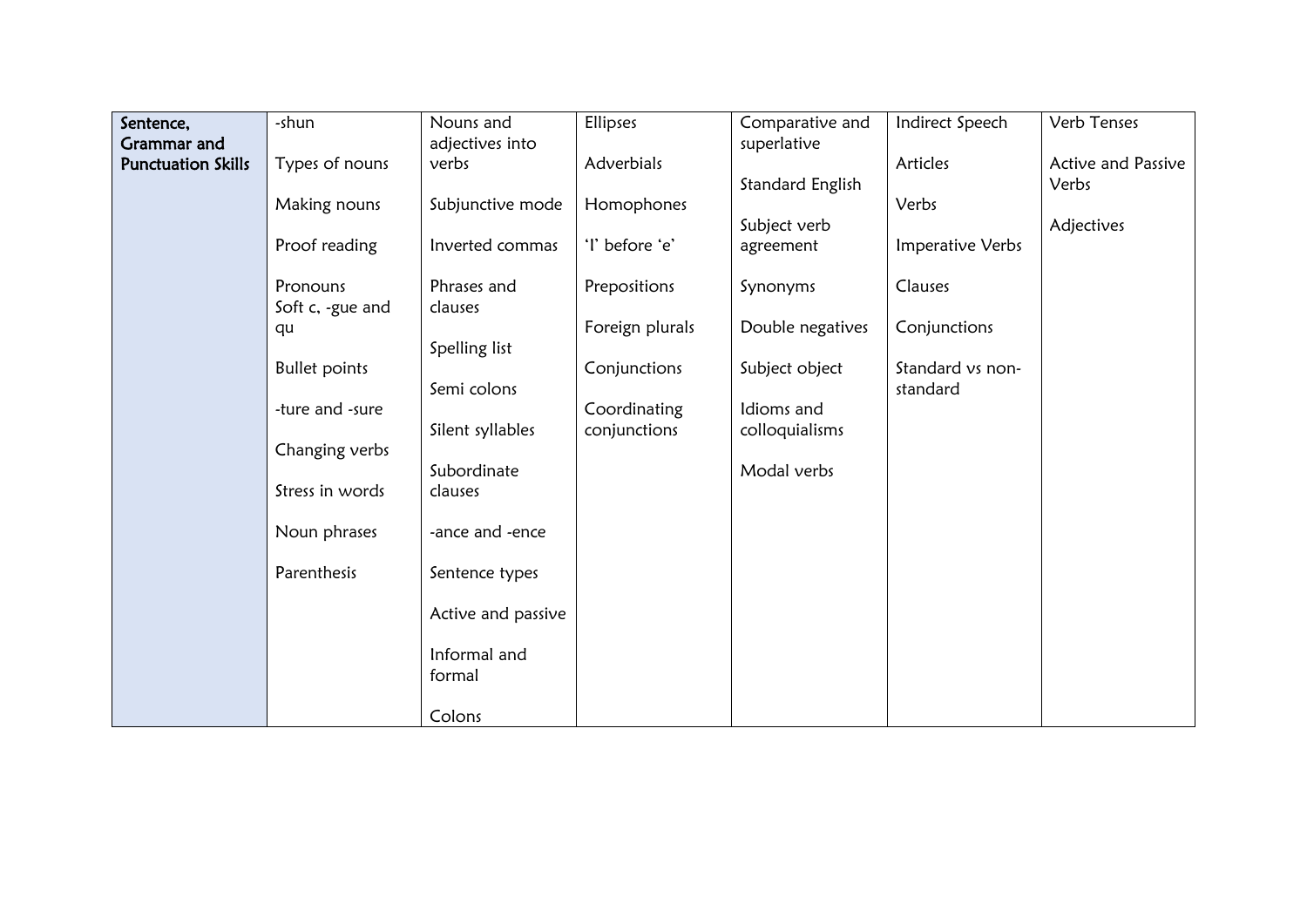| | | | | | | | |
|---|---|---|---|---|---|---|---|
| **Sentence, Grammar and Punctuation Skills** | -shun<br><br>Types of nouns<br><br>Making nouns<br><br>Proof reading<br><br>Pronouns<br>Soft c, -gue and qu<br><br>Bullet points<br><br>-ture and -sure<br><br>Changing verbs<br><br>Stress in words<br><br>Noun phrases<br><br>Parenthesis | Nouns and adjectives into verbs<br><br>Subjunctive mode<br><br>Inverted commas<br><br>Phrases and clauses<br><br>Spelling list<br><br>Semi colons<br><br>Silent syllables<br><br>Subordinate clauses<br><br>-ance and -ence<br><br>Sentence types<br><br>Active and passive<br><br>Informal and formal<br><br>Colons | Ellipses<br><br>Adverbials<br><br>Homophones<br><br>'I' before 'e'<br><br>Prepositions<br><br>Foreign plurals<br><br>Conjunctions<br><br>Coordinating conjunctions | Comparative and superlative<br><br>Standard English<br><br>Subject verb agreement<br><br>Synonyms<br><br>Double negatives<br><br>Subject object<br><br>Idioms and colloquialisms<br><br>Modal verbs | Indirect Speech<br><br>Articles<br><br>Verbs<br><br>Imperative Verbs<br><br>Clauses<br><br>Conjunctions<br><br>Standard vs non-standard | Verb Tenses<br><br>Active and Passive Verbs<br><br>Adjectives |